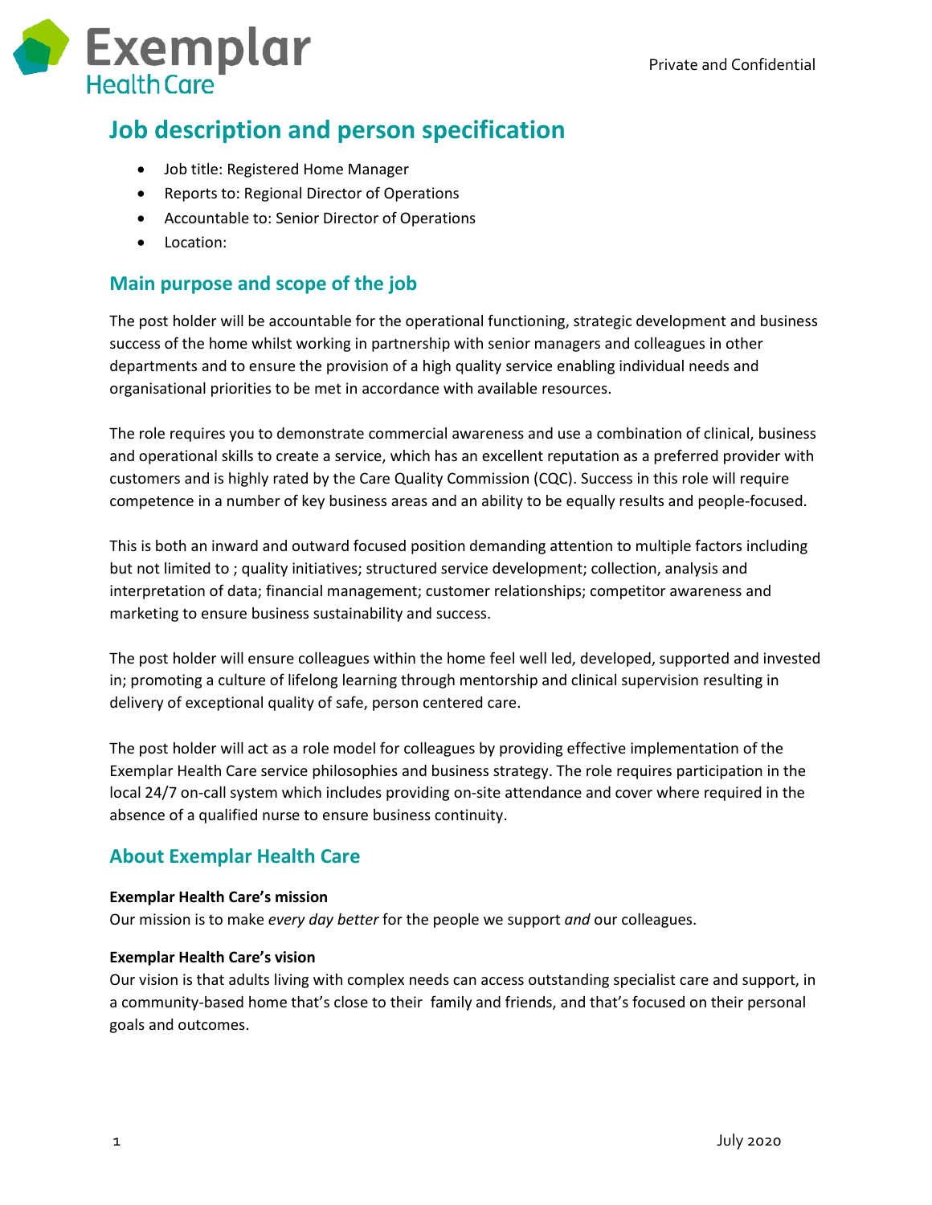Exemplar Health Care

Private and Confidential

# Job description and person specification

- Job title: Registered Home Manager
- Reports to: Regional Director of Operations
- Accountable to: Senior Director of Operations
- Location:

## Main purpose and scope of the job

The post holder will be accountable for the operational functioning, strategic development and business success of the home whilst working in partnership with senior managers and colleagues in other departments and to ensure the provision of a high quality service enabling individual needs and organisational priorities to be met in accordance with available resources.

The role requires you to demonstrate commercial awareness and use a combination of clinical, business and operational skills to create a service, which has an excellent reputation as a preferred provider with customers and is highly rated by the Care Quality Commission (CQC). Success in this role will require competence in a number of key business areas and an ability to be equally results and people-focused.

This is both an inward and outward focused position demanding attention to multiple factors including but not limited to ; quality initiatives; structured service development; collection, analysis and interpretation of data; financial management; customer relationships; competitor awareness and marketing to ensure business sustainability and success.

The post holder will ensure colleagues within the home feel well led, developed, supported and invested in; promoting a culture of lifelong learning through mentorship and clinical supervision resulting in delivery of exceptional quality of safe, person centered care.

The post holder will act as a role model for colleagues by providing effective implementation of the Exemplar Health Care service philosophies and business strategy. The role requires participation in the local 24/7 on-call system which includes providing on-site attendance and cover where required in the absence of a qualified nurse to ensure business continuity.

## About Exemplar Health Care

**Exemplar Health Care's mission**
Our mission is to make *every day better* for the people we support *and* our colleagues.

**Exemplar Health Care's vision**
Our vision is that adults living with complex needs can access outstanding specialist care and support, in a community-based home that's close to their family and friends, and that's focused on their personal goals and outcomes.

July 2020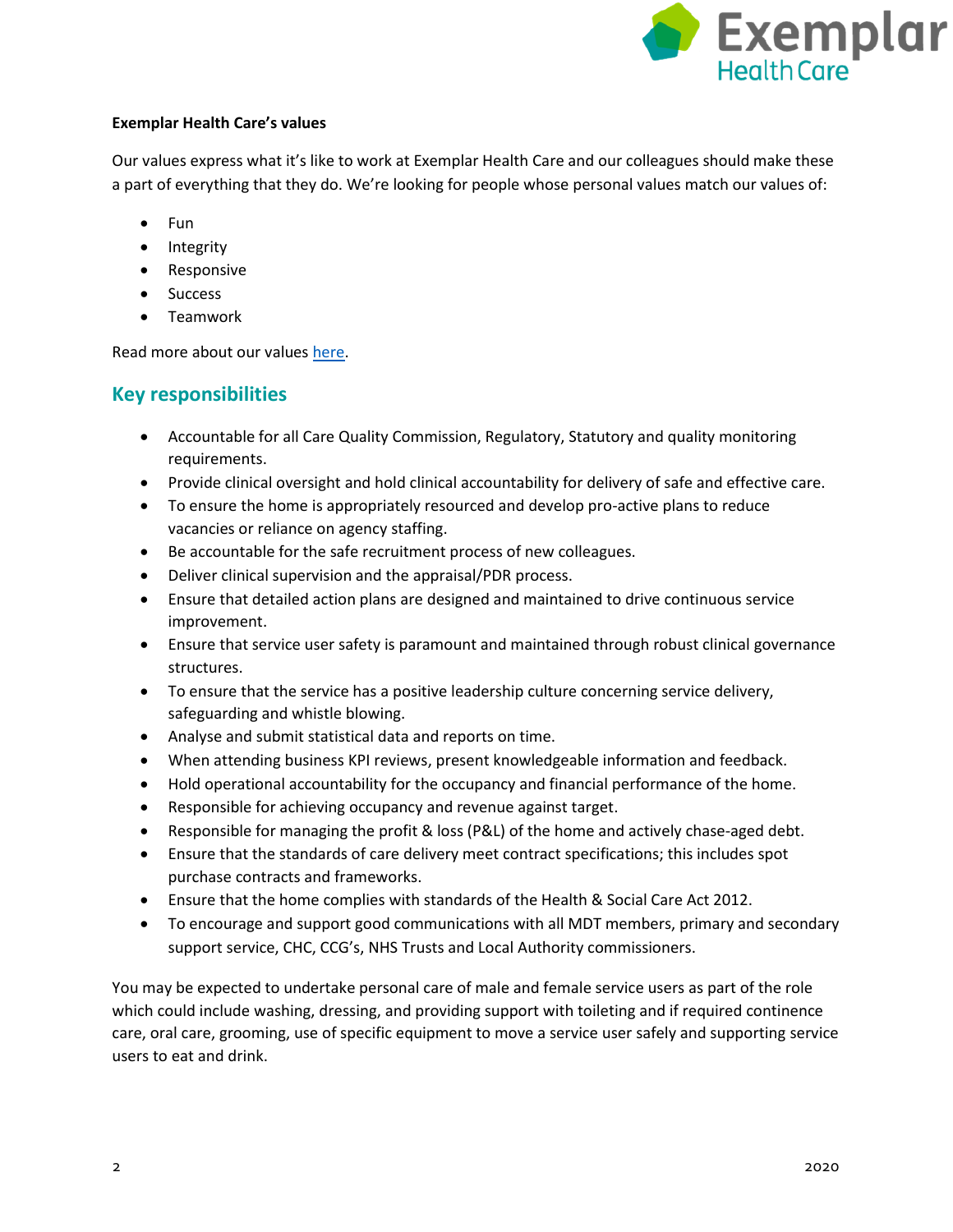**Exemplar Health Care's values**

Our values express what it's like to work at Exemplar Health Care and our colleagues should make these a part of everything that they do. We're looking for people whose personal values match our values of:

- Fun
- Integrity
- Responsive
- Success
- Teamwork

Read more about our values here.

## Key responsibilities

- Accountable for all Care Quality Commission, Regulatory, Statutory and quality monitoring requirements.
- Provide clinical oversight and hold clinical accountability for delivery of safe and effective care.
- To ensure the home is appropriately resourced and develop pro-active plans to reduce vacancies or reliance on agency staffing.
- Be accountable for the safe recruitment process of new colleagues.
- Deliver clinical supervision and the appraisal/PDR process.
- Ensure that detailed action plans are designed and maintained to drive continuous service improvement.
- Ensure that service user safety is paramount and maintained through robust clinical governance structures.
- To ensure that the service has a positive leadership culture concerning service delivery, safeguarding and whistle blowing.
- Analyse and submit statistical data and reports on time.
- When attending business KPI reviews, present knowledgeable information and feedback.
- Hold operational accountability for the occupancy and financial performance of the home.
- Responsible for achieving occupancy and revenue against target.
- Responsible for managing the profit & loss (P&L) of the home and actively chase-aged debt.
- Ensure that the standards of care delivery meet contract specifications; this includes spot purchase contracts and frameworks.
- Ensure that the home complies with standards of the Health & Social Care Act 2012.
- To encourage and support good communications with all MDT members, primary and secondary support service, CHC, CCG's, NHS Trusts and Local Authority commissioners.

You may be expected to undertake personal care of male and female service users as part of the role which could include washing, dressing, and providing support with toileting and if required continence care, oral care, grooming, use of specific equipment to move a service user safely and supporting service users to eat and drink.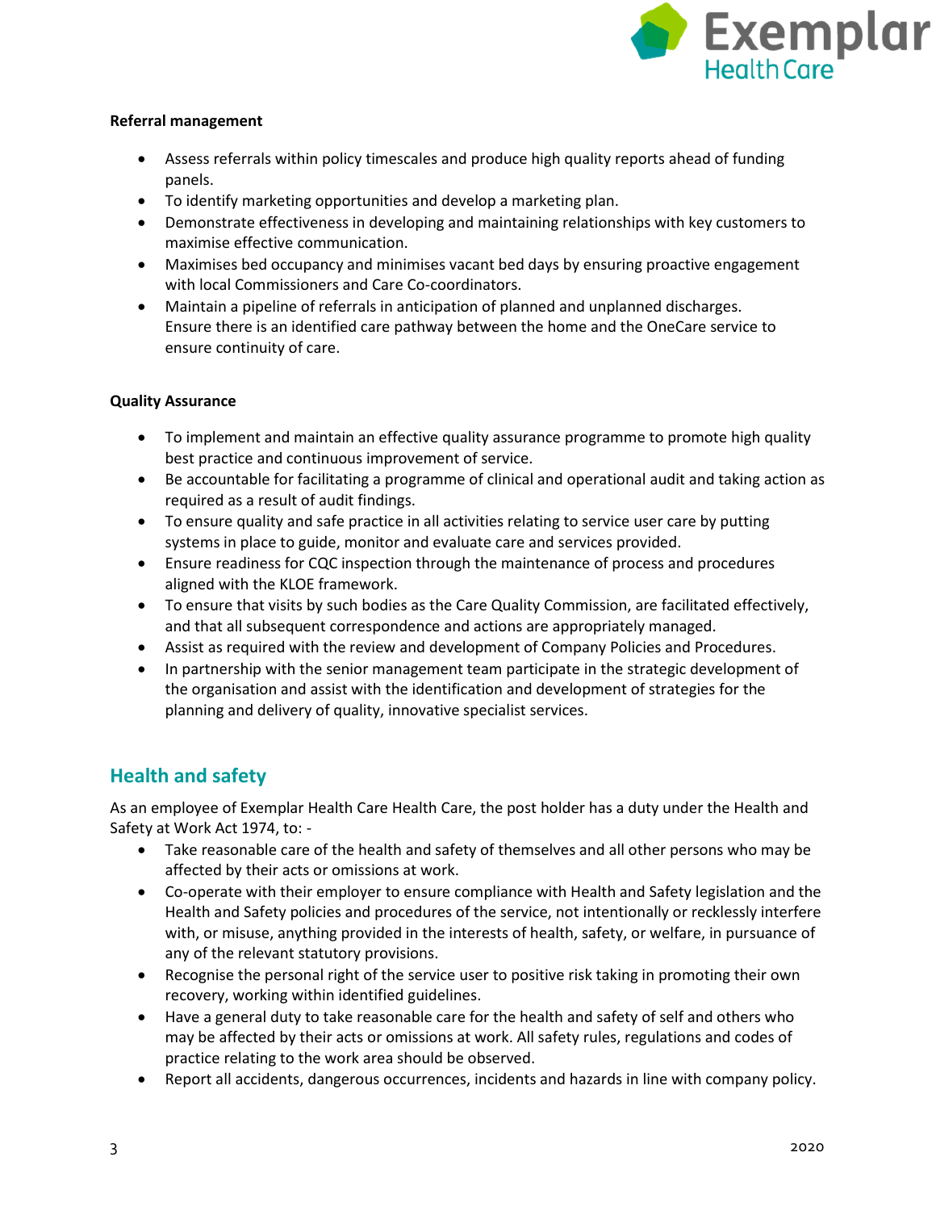**Referral management**

- Assess referrals within policy timescales and produce high quality reports ahead of funding panels.
- To identify marketing opportunities and develop a marketing plan.
- Demonstrate effectiveness in developing and maintaining relationships with key customers to maximise effective communication.
- Maximises bed occupancy and minimises vacant bed days by ensuring proactive engagement with local Commissioners and Care Co-coordinators.
- Maintain a pipeline of referrals in anticipation of planned and unplanned discharges. Ensure there is an identified care pathway between the home and the OneCare service to ensure continuity of care.

**Quality Assurance**

- To implement and maintain an effective quality assurance programme to promote high quality best practice and continuous improvement of service.
- Be accountable for facilitating a programme of clinical and operational audit and taking action as required as a result of audit findings.
- To ensure quality and safe practice in all activities relating to service user care by putting systems in place to guide, monitor and evaluate care and services provided.
- Ensure readiness for CQC inspection through the maintenance of process and procedures aligned with the KLOE framework.
- To ensure that visits by such bodies as the Care Quality Commission, are facilitated effectively, and that all subsequent correspondence and actions are appropriately managed.
- Assist as required with the review and development of Company Policies and Procedures.
- In partnership with the senior management team participate in the strategic development of the organisation and assist with the identification and development of strategies for the planning and delivery of quality, innovative specialist services.

## Health and safety

As an employee of Exemplar Health Care Health Care, the post holder has a duty under the Health and Safety at Work Act 1974, to: -

- Take reasonable care of the health and safety of themselves and all other persons who may be affected by their acts or omissions at work.
- Co-operate with their employer to ensure compliance with Health and Safety legislation and the Health and Safety policies and procedures of the service, not intentionally or recklessly interfere with, or misuse, anything provided in the interests of health, safety, or welfare, in pursuance of any of the relevant statutory provisions.
- Recognise the personal right of the service user to positive risk taking in promoting their own recovery, working within identified guidelines.
- Have a general duty to take reasonable care for the health and safety of self and others who may be affected by their acts or omissions at work. All safety rules, regulations and codes of practice relating to the work area should be observed.
- Report all accidents, dangerous occurrences, incidents and hazards in line with company policy.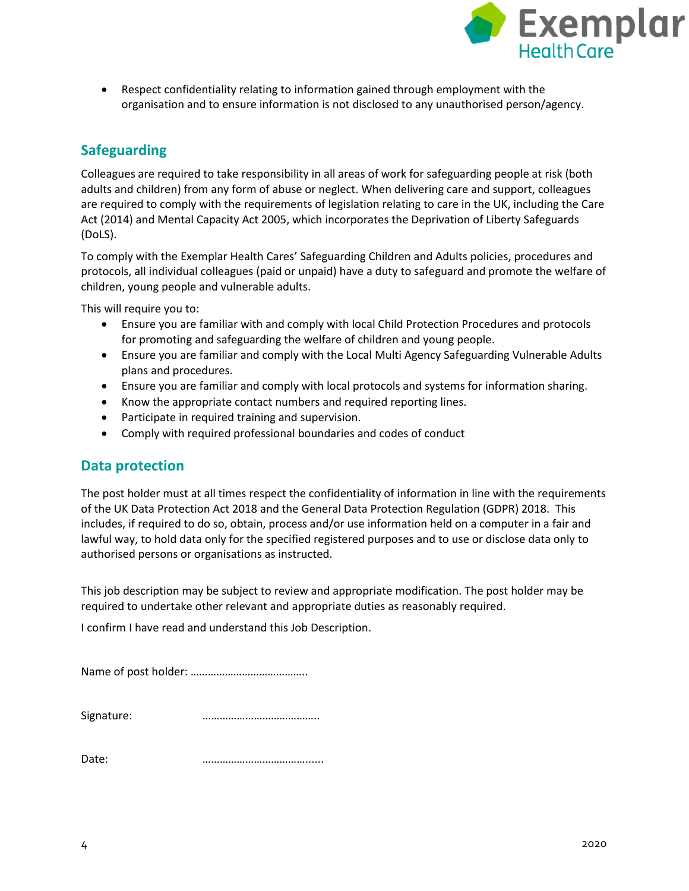- Respect confidentiality relating to information gained through employment with the organisation and to ensure information is not disclosed to any unauthorised person/agency.

## Safeguarding

Colleagues are required to take responsibility in all areas of work for safeguarding people at risk (both adults and children) from any form of abuse or neglect. When delivering care and support, colleagues are required to comply with the requirements of legislation relating to care in the UK, including the Care Act (2014) and Mental Capacity Act 2005, which incorporates the Deprivation of Liberty Safeguards (DoLS).

To comply with the Exemplar Health Cares' Safeguarding Children and Adults policies, procedures and protocols, all individual colleagues (paid or unpaid) have a duty to safeguard and promote the welfare of children, young people and vulnerable adults.

This will require you to:

- Ensure you are familiar with and comply with local Child Protection Procedures and protocols for promoting and safeguarding the welfare of children and young people.
- Ensure you are familiar and comply with the Local Multi Agency Safeguarding Vulnerable Adults plans and procedures.
- Ensure you are familiar and comply with local protocols and systems for information sharing.
- Know the appropriate contact numbers and required reporting lines.
- Participate in required training and supervision.
- Comply with required professional boundaries and codes of conduct

## Data protection

The post holder must at all times respect the confidentiality of information in line with the requirements of the UK Data Protection Act 2018 and the General Data Protection Regulation (GDPR) 2018. This includes, if required to do so, obtain, process and/or use information held on a computer in a fair and lawful way, to hold data only for the specified registered purposes and to use or disclose data only to authorised persons or organisations as instructed.

This job description may be subject to review and appropriate modification. The post holder may be required to undertake other relevant and appropriate duties as reasonably required.

I confirm I have read and understand this Job Description.

Name of post holder: …………………………………..

Signature: …………………………………..

Date: …………………………………....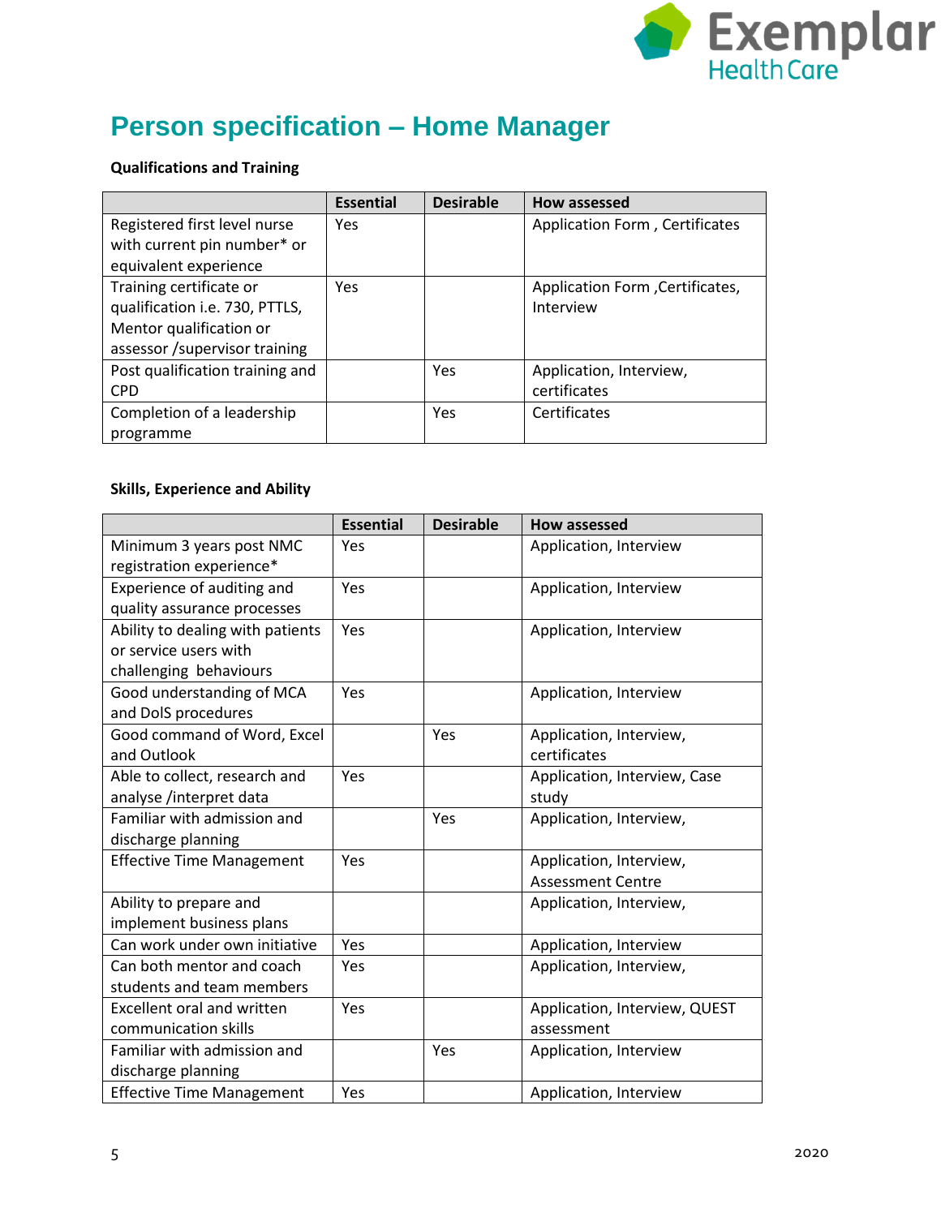# Person specification – Home Manager

**Qualifications and Training**

| | Essential | Desirable | How assessed |
|---|---|---|---|
| Registered first level nurse with current pin number* or equivalent experience | Yes | | Application Form , Certificates |
| Training certificate or qualification i.e. 730, PTTLS, Mentor qualification or assessor /supervisor training | Yes | | Application Form ,Certificates, Interview |
| Post qualification training and CPD | | Yes | Application, Interview, certificates |
| Completion of a leadership programme | | Yes | Certificates |

**Skills, Experience and Ability**

| | Essential | Desirable | How assessed |
|---|---|---|---|
| Minimum 3 years post NMC registration experience* | Yes | | Application, Interview |
| Experience of auditing and quality assurance processes | Yes | | Application, Interview |
| Ability to dealing with patients or service users with challenging behaviours | Yes | | Application, Interview |
| Good understanding of MCA and DolS procedures | Yes | | Application, Interview |
| Good command of Word, Excel and Outlook | | Yes | Application, Interview, certificates |
| Able to collect, research and analyse /interpret data | Yes | | Application, Interview, Case study |
| Familiar with admission and discharge planning | | Yes | Application, Interview, |
| Effective Time Management | Yes | | Application, Interview, Assessment Centre |
| Ability to prepare and implement business plans | | | Application, Interview, |
| Can work under own initiative | Yes | | Application, Interview |
| Can both mentor and coach students and team members | Yes | | Application, Interview, |
| Excellent oral and written communication skills | Yes | | Application, Interview, QUEST assessment |
| Familiar with admission and discharge planning | | Yes | Application, Interview |
| Effective Time Management | Yes | | Application, Interview |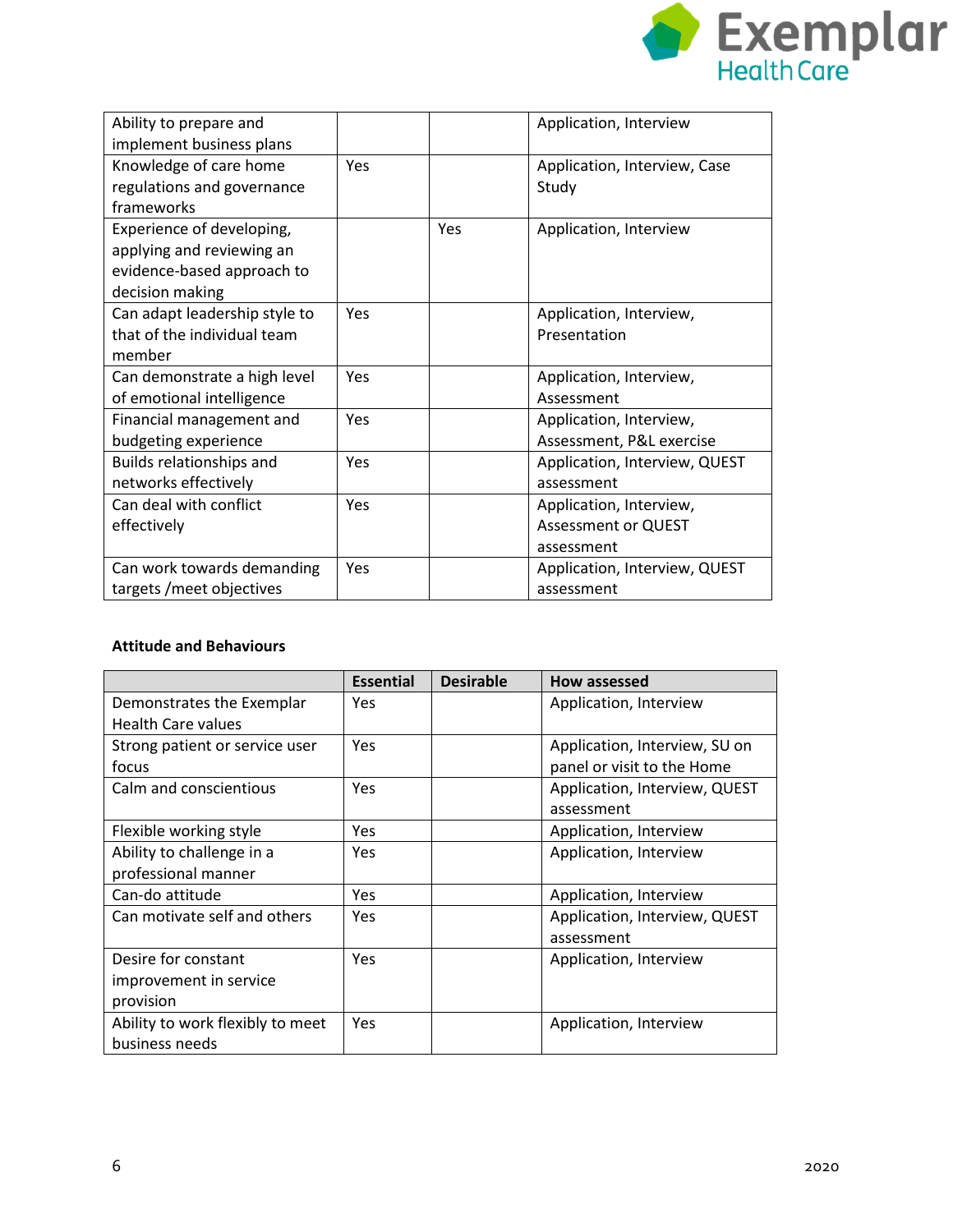| | | | |
|---|---|---|---|
| Ability to prepare and implement business plans | | | Application, Interview |
| Knowledge of care home regulations and governance frameworks | Yes | | Application, Interview, Case Study |
| Experience of developing, applying and reviewing an evidence-based approach to decision making | | Yes | Application, Interview |
| Can adapt leadership style to that of the individual team member | Yes | | Application, Interview, Presentation |
| Can demonstrate a high level of emotional intelligence | Yes | | Application, Interview, Assessment |
| Financial management and budgeting experience | Yes | | Application, Interview, Assessment, P&L exercise |
| Builds relationships and networks effectively | Yes | | Application, Interview, QUEST assessment |
| Can deal with conflict effectively | Yes | | Application, Interview, Assessment or QUEST assessment |
| Can work towards demanding targets /meet objectives | Yes | | Application, Interview, QUEST assessment |

**Attitude and Behaviours**

| | Essential | Desirable | How assessed |
|---|---|---|---|
| Demonstrates the Exemplar Health Care values | Yes | | Application, Interview |
| Strong patient or service user focus | Yes | | Application, Interview, SU on panel or visit to the Home |
| Calm and conscientious | Yes | | Application, Interview, QUEST assessment |
| Flexible working style | Yes | | Application, Interview |
| Ability to challenge in a professional manner | Yes | | Application, Interview |
| Can-do attitude | Yes | | Application, Interview |
| Can motivate self and others | Yes | | Application, Interview, QUEST assessment |
| Desire for constant improvement in service provision | Yes | | Application, Interview |
| Ability to work flexibly to meet business needs | Yes | | Application, Interview |